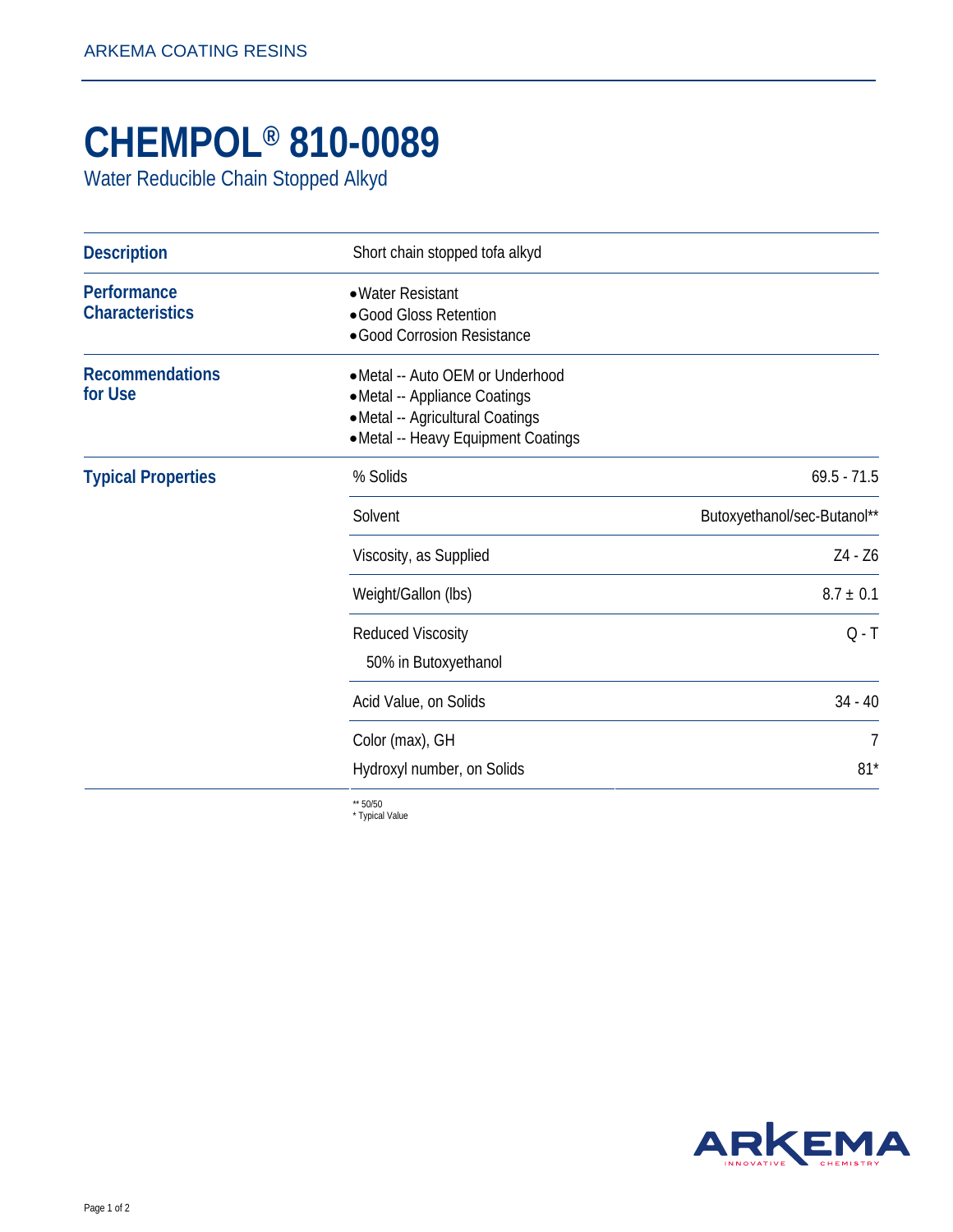# CHEMPOL® 810-0089

Water Reducible Chain Stopped Alkyd

## Description

Short chain stopped tofa alkyd

## Performance Characteristics

- Water Resistant
- Good Gloss Retention
- Good Corrosion Resistance

## Recommendations for Use

- Metal -- Auto OEM or Underhood
- Metal -- Appliance Coatings
- Metal -- Agricultural Coatings
- Metal -- Heavy Equipment Coatings

## Typical Properties

| Property | Value |
|---|---|
| % Solids | 69.5 - 71.5 |
| Solvent | Butoxyethanol/sec-Butanol** |
| Viscosity, as Supplied | Z4 - Z6 |
| Weight/Gallon (lbs) | 8.7 ± 0.1 |
| Reduced Viscosity 50% in Butoxyethanol | Q - T |
| Acid Value, on Solids | 34 - 40 |
| Color (max), GH | 7 |
| Hydroxyl number, on Solids | 81* |

** 50/50
* Typical Value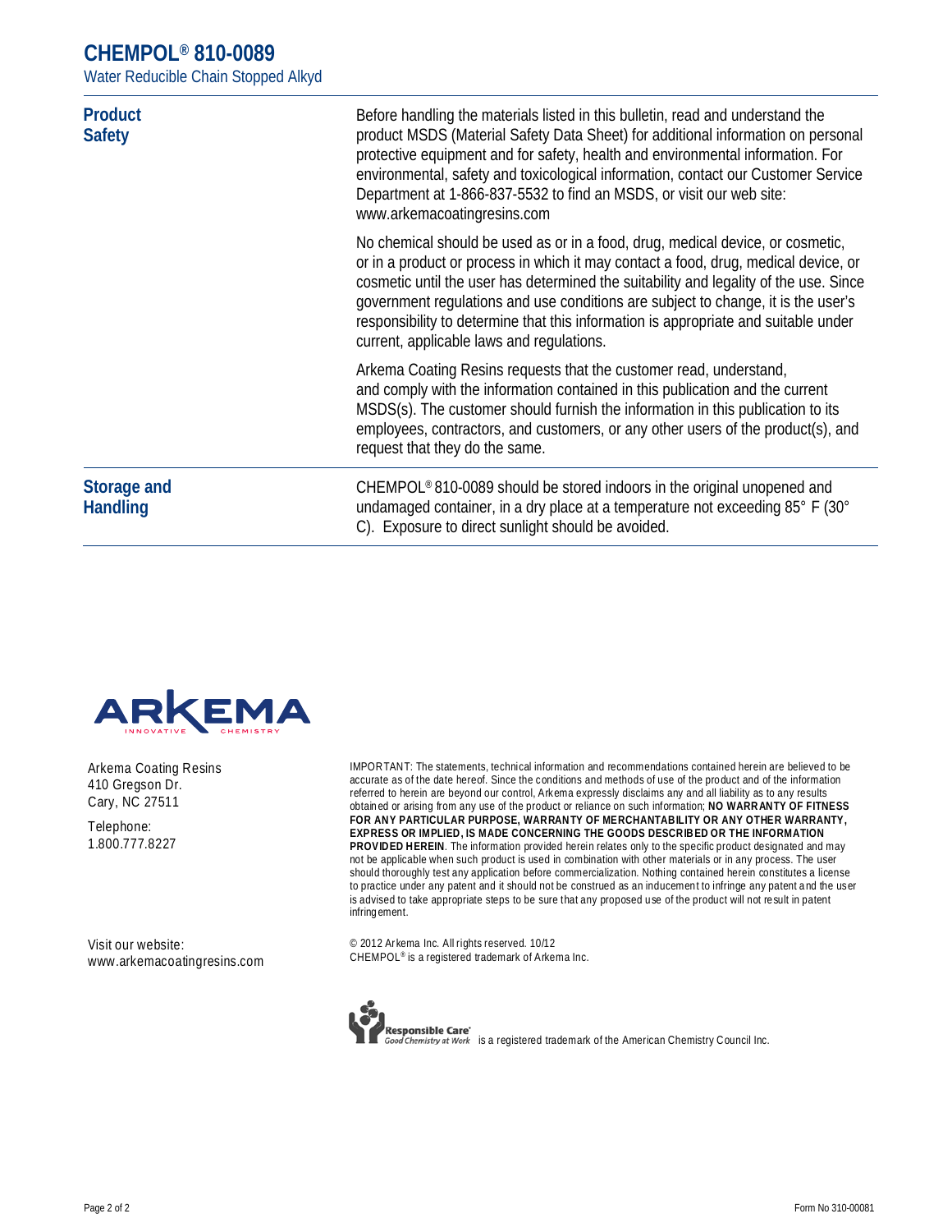# CHEMPOL® 810-0089

Water Reducible Chain Stopped Alkyd

## Product Safety

Before handling the materials listed in this bulletin, read and understand the product MSDS (Material Safety Data Sheet) for additional information on personal protective equipment and for safety, health and environmental information. For environmental, safety and toxicological information, contact our Customer Service Department at 1-866-837-5532 to find an MSDS, or visit our web site: www.arkemacoatingresins.com

No chemical should be used as or in a food, drug, medical device, or cosmetic, or in a product or process in which it may contact a food, drug, medical device, or cosmetic until the user has determined the suitability and legality of the use. Since government regulations and use conditions are subject to change, it is the user's responsibility to determine that this information is appropriate and suitable under current, applicable laws and regulations.

Arkema Coating Resins requests that the customer read, understand, and comply with the information contained in this publication and the current MSDS(s). The customer should furnish the information in this publication to its employees, contractors, and customers, or any other users of the product(s), and request that they do the same.

## Storage and Handling

CHEMPOL® 810-0089 should be stored indoors in the original unopened and undamaged container, in a dry place at a temperature not exceeding 85° F (30° C). Exposure to direct sunlight should be avoided.

ARKEMA
INNOVATIVE CHEMISTRY

Arkema Coating Resins
410 Gregson Dr.
Cary, NC 27511

Telephone:
1.800.777.8227

Visit our website:
www.arkemacoatingresins.com

IMPORTANT: The statements, technical information and recommendations contained herein are believed to be accurate as of the date hereof. Since the conditions and methods of use of the product and of the information referred to herein are beyond our control, Arkema expressly disclaims any and all liability as to any results obtained or arising from any use of the product or reliance on such information; **NO WARRANTY OF FITNESS FOR ANY PARTICULAR PURPOSE, WARRANTY OF MERCHANTABILITY OR ANY OTHER WARRANTY, EXPRESS OR IMPLIED, IS MADE CONCERNING THE GOODS DESCRIBED OR THE INFORMATION PROVIDED HEREIN**. The information provided herein relates only to the specific product designated and may not be applicable when such product is used in combination with other materials or in any process. The user should thoroughly test any application before commercialization. Nothing contained herein constitutes a license to practice under any patent and it should not be construed as an inducement to infringe any patent and the user is advised to take appropriate steps to be sure that any proposed use of the product will not result in patent infringement.

© 2012 Arkema Inc. All rights reserved. 10/12
CHEMPOL® is a registered trademark of Arkema Inc.

Responsible Care® Good Chemistry at Work is a registered trademark of the American Chemistry Council Inc.

Form No 310-00081